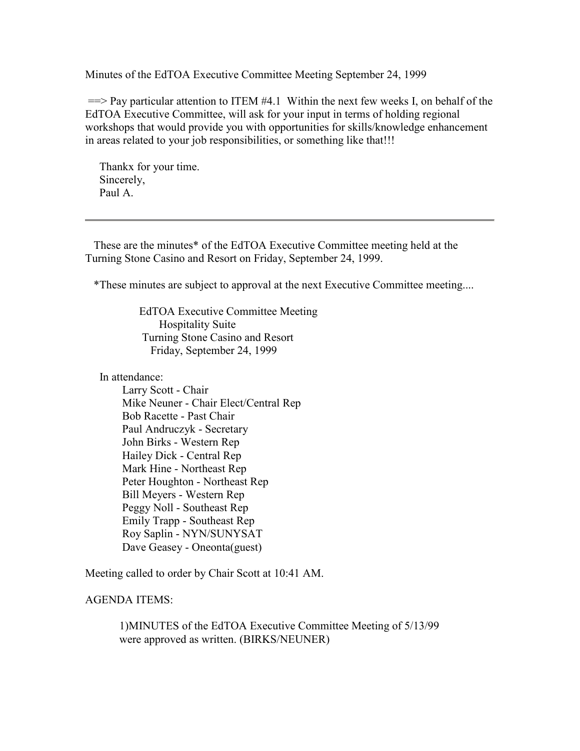Minutes of the EdTOA Executive Committee Meeting September 24, 1999

==> Pay particular attention to ITEM #4.1 Within the next few weeks I, on behalf of the EdTOA Executive Committee, will ask for your input in terms of holding regional workshops that would provide you with opportunities for skills/knowledge enhancement in areas related to your job responsibilities, or something like that!!!

Thankx for your time.
Sincerely,
Paul A.

---

These are the minutes* of the EdTOA Executive Committee meeting held at the Turning Stone Casino and Resort on Friday, September 24, 1999.

*These minutes are subject to approval at the next Executive Committee meeting....

EdTOA Executive Committee Meeting
Hospitality Suite
Turning Stone Casino and Resort
Friday, September 24, 1999

In attendance:

- Larry Scott - Chair
- Mike Neuner - Chair Elect/Central Rep
- Bob Racette - Past Chair
- Paul Andruczyk - Secretary
- John Birks - Western Rep
- Hailey Dick - Central Rep
- Mark Hine - Northeast Rep
- Peter Houghton - Northeast Rep
- Bill Meyers - Western Rep
- Peggy Noll - Southeast Rep
- Emily Trapp - Southeast Rep
- Roy Saplin - NYN/SUNYSAT
- Dave Geasey - Oneonta(guest)

Meeting called to order by Chair Scott at 10:41 AM.

AGENDA ITEMS:

1)MINUTES of the EdTOA Executive Committee Meeting of 5/13/99 were approved as written. (BIRKS/NEUNER)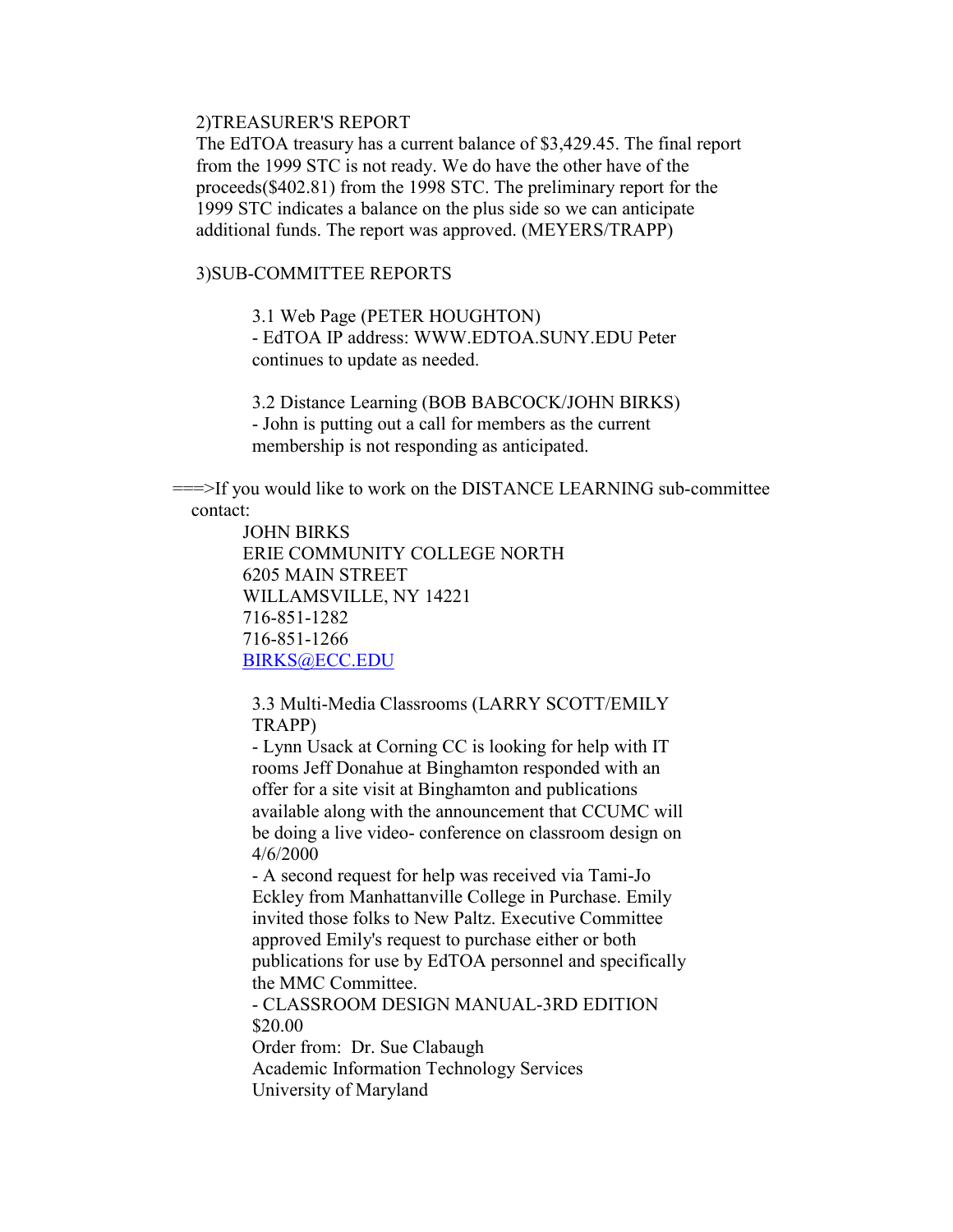2)TREASURER'S REPORT

The EdTOA treasury has a current balance of $3,429.45. The final report from the 1999 STC is not ready. We do have the other have of the proceeds($402.81) from the 1998 STC. The preliminary report for the 1999 STC indicates a balance on the plus side so we can anticipate additional funds. The report was approved. (MEYERS/TRAPP)

3)SUB-COMMITTEE REPORTS

3.1 Web Page (PETER HOUGHTON)
- EdTOA IP address: WWW.EDTOA.SUNY.EDU Peter continues to update as needed.

3.2 Distance Learning (BOB BABCOCK/JOHN BIRKS)
- John is putting out a call for members as the current membership is not responding as anticipated.

===>If you would like to work on the DISTANCE LEARNING sub-committee contact:

JOHN BIRKS
ERIE COMMUNITY COLLEGE NORTH
6205 MAIN STREET
WILLAMSVILLE, NY 14221
716-851-1282
716-851-1266
BIRKS@ECC.EDU

3.3 Multi-Media Classrooms (LARRY SCOTT/EMILY TRAPP)
- Lynn Usack at Corning CC is looking for help with IT rooms Jeff Donahue at Binghamton responded with an offer for a site visit at Binghamton and publications available along with the announcement that CCUMC will be doing a live video- conference on classroom design on 4/6/2000
- A second request for help was received via Tami-Jo Eckley from Manhattanville College in Purchase. Emily invited those folks to New Paltz. Executive Committee approved Emily's request to purchase either or both publications for use by EdTOA personnel and specifically the MMC Committee.
- CLASSROOM DESIGN MANUAL-3RD EDITION $20.00
Order from: Dr. Sue Clabaugh
Academic Information Technology Services
University of Maryland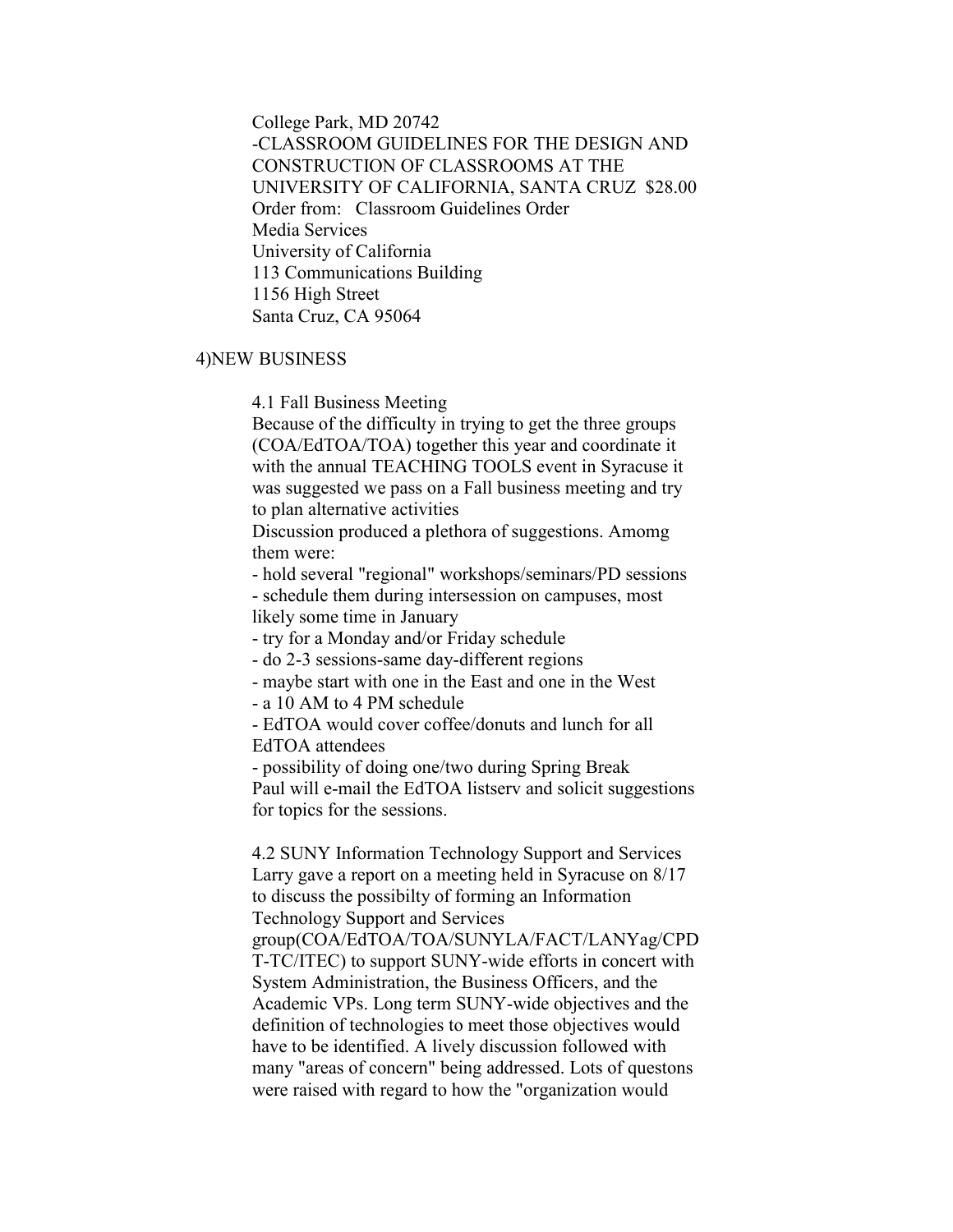College Park, MD 20742

-CLASSROOM GUIDELINES FOR THE DESIGN AND CONSTRUCTION OF CLASSROOMS AT THE UNIVERSITY OF CALIFORNIA, SANTA CRUZ $28.00

Order from: Classroom Guidelines Order
Media Services
University of California
113 Communications Building
1156 High Street
Santa Cruz, CA 95064

4)NEW BUSINESS

4.1 Fall Business Meeting

Because of the difficulty in trying to get the three groups (COA/EdTOA/TOA) together this year and coordinate it with the annual TEACHING TOOLS event in Syracuse it was suggested we pass on a Fall business meeting and try to plan alternative activities

Discussion produced a plethora of suggestions. Amomg them were:

- hold several "regional" workshops/seminars/PD sessions
- schedule them during intersession on campuses, most likely some time in January
- try for a Monday and/or Friday schedule
- do 2-3 sessions-same day-different regions
- maybe start with one in the East and one in the West
- a 10 AM to 4 PM schedule
- EdTOA would cover coffee/donuts and lunch for all EdTOA attendees
- possibility of doing one/two during Spring Break

Paul will e-mail the EdTOA listserv and solicit suggestions for topics for the sessions.

4.2 SUNY Information Technology Support and Services

Larry gave a report on a meeting held in Syracuse on 8/17 to discuss the possibilty of forming an Information Technology Support and Services group(COA/EdTOA/TOA/SUNYLA/FACT/LANYag/CPDT-TC/ITEC) to support SUNY-wide efforts in concert with System Administration, the Business Officers, and the Academic VPs. Long term SUNY-wide objectives and the definition of technologies to meet those objectives would have to be identified. A lively discussion followed with many "areas of concern" being addressed. Lots of questons were raised with regard to how the "organization would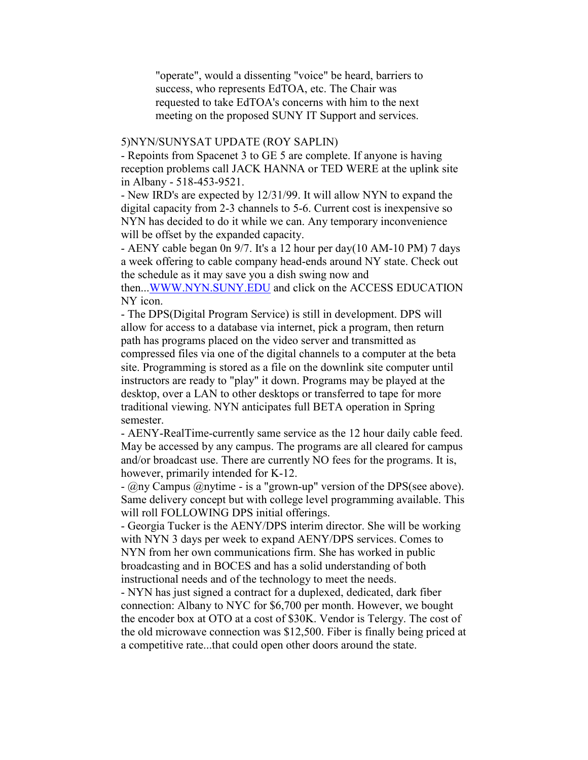"operate", would a dissenting "voice" be heard, barriers to success, who represents EdTOA, etc. The Chair was requested to take EdTOA's concerns with him to the next meeting on the proposed SUNY IT Support and services.

5)NYN/SUNYSAT UPDATE (ROY SAPLIN)

- Repoints from Spacenet 3 to GE 5 are complete. If anyone is having reception problems call JACK HANNA or TED WERE at the uplink site in Albany - 518-453-9521.
- New IRD's are expected by 12/31/99. It will allow NYN to expand the digital capacity from 2-3 channels to 5-6. Current cost is inexpensive so NYN has decided to do it while we can. Any temporary inconvenience will be offset by the expanded capacity.
- AENY cable began 0n 9/7. It's a 12 hour per day(10 AM-10 PM) 7 days a week offering to cable company head-ends around NY state. Check out the schedule as it may save you a dish swing now and then...WWW.NYN.SUNY.EDU and click on the ACCESS EDUCATION NY icon.
- The DPS(Digital Program Service) is still in development. DPS will allow for access to a database via internet, pick a program, then return path has programs placed on the video server and transmitted as compressed files via one of the digital channels to a computer at the beta site. Programming is stored as a file on the downlink site computer until instructors are ready to "play" it down. Programs may be played at the desktop, over a LAN to other desktops or transferred to tape for more traditional viewing. NYN anticipates full BETA operation in Spring semester.
- AENY-RealTime-currently same service as the 12 hour daily cable feed. May be accessed by any campus. The programs are all cleared for campus and/or broadcast use. There are currently NO fees for the programs. It is, however, primarily intended for K-12.
- @ny Campus @nytime - is a "grown-up" version of the DPS(see above). Same delivery concept but with college level programming available. This will roll FOLLOWING DPS initial offerings.
- Georgia Tucker is the AENY/DPS interim director. She will be working with NYN 3 days per week to expand AENY/DPS services. Comes to NYN from her own communications firm. She has worked in public broadcasting and in BOCES and has a solid understanding of both instructional needs and of the technology to meet the needs.
- NYN has just signed a contract for a duplexed, dedicated, dark fiber connection: Albany to NYC for $6,700 per month. However, we bought the encoder box at OTO at a cost of $30K. Vendor is Telergy. The cost of the old microwave connection was $12,500. Fiber is finally being priced at a competitive rate...that could open other doors around the state.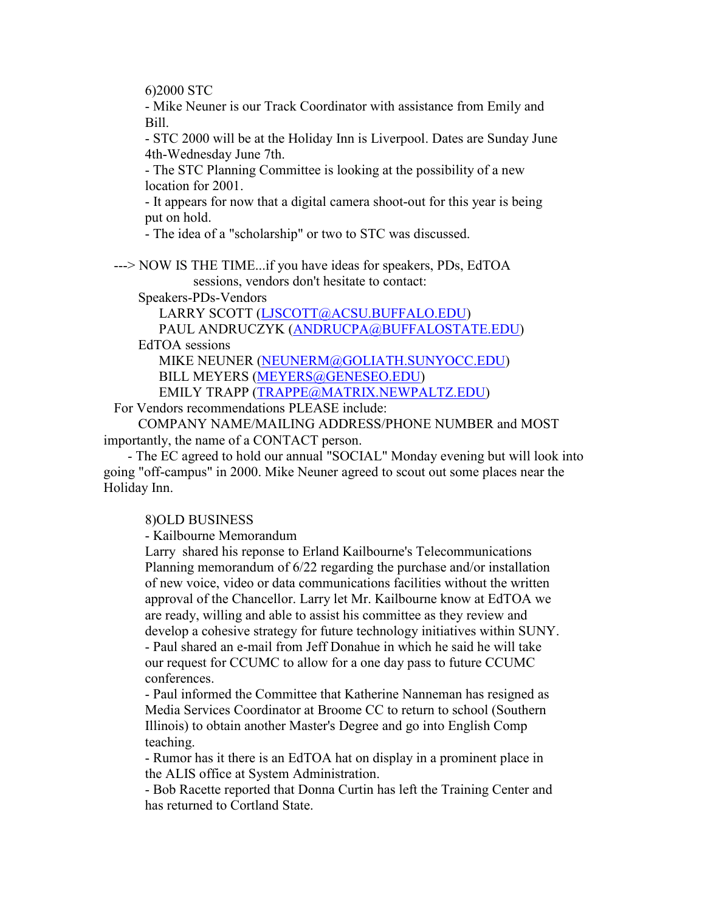6)2000 STC

- Mike Neuner is our Track Coordinator with assistance from Emily and Bill.
- STC 2000 will be at the Holiday Inn is Liverpool. Dates are Sunday June 4th-Wednesday June 7th.
- The STC Planning Committee is looking at the possibility of a new location for 2001.
- It appears for now that a digital camera shoot-out for this year is being put on hold.
- The idea of a "scholarship" or two to STC was discussed.

---> NOW IS THE TIME...if you have ideas for speakers, PDs, EdTOA sessions, vendors don't hesitate to contact:

Speakers-PDs-Vendors

LARRY SCOTT (LJSCOTT@ACSU.BUFFALO.EDU)
PAUL ANDRUCZYK (ANDRUCPA@BUFFALOSTATE.EDU)

EdTOA sessions

MIKE NEUNER (NEUNERM@GOLIATH.SUNYOCC.EDU)
BILL MEYERS (MEYERS@GENESEO.EDU)
EMILY TRAPP (TRAPPE@MATRIX.NEWPALTZ.EDU)

For Vendors recommendations PLEASE include:

COMPANY NAME/MAILING ADDRESS/PHONE NUMBER and MOST importantly, the name of a CONTACT person.

- The EC agreed to hold our annual "SOCIAL" Monday evening but will look into going "off-campus" in 2000. Mike Neuner agreed to scout out some places near the Holiday Inn.

8)OLD BUSINESS

- Kailbourne Memorandum

Larry shared his reponse to Erland Kailbourne's Telecommunications Planning memorandum of 6/22 regarding the purchase and/or installation of new voice, video or data communications facilities without the written approval of the Chancellor. Larry let Mr. Kailbourne know at EdTOA we are ready, willing and able to assist his committee as they review and develop a cohesive strategy for future technology initiatives within SUNY.

- Paul shared an e-mail from Jeff Donahue in which he said he will take our request for CCUMC to allow for a one day pass to future CCUMC conferences.
- Paul informed the Committee that Katherine Nanneman has resigned as Media Services Coordinator at Broome CC to return to school (Southern Illinois) to obtain another Master's Degree and go into English Comp teaching.
- Rumor has it there is an EdTOA hat on display in a prominent place in the ALIS office at System Administration.
- Bob Racette reported that Donna Curtin has left the Training Center and has returned to Cortland State.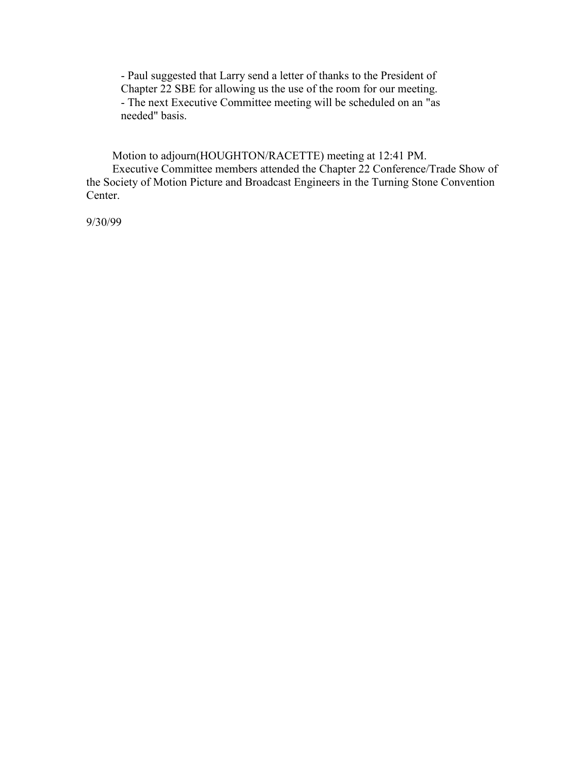- Paul suggested that Larry send a letter of thanks to the President of Chapter 22 SBE for allowing us the use of the room for our meeting.
- The next Executive Committee meeting will be scheduled on an "as needed" basis.

Motion to adjourn(HOUGHTON/RACETTE) meeting at 12:41 PM.

Executive Committee members attended the Chapter 22 Conference/Trade Show of the Society of Motion Picture and Broadcast Engineers in the Turning Stone Convention Center.

9/30/99